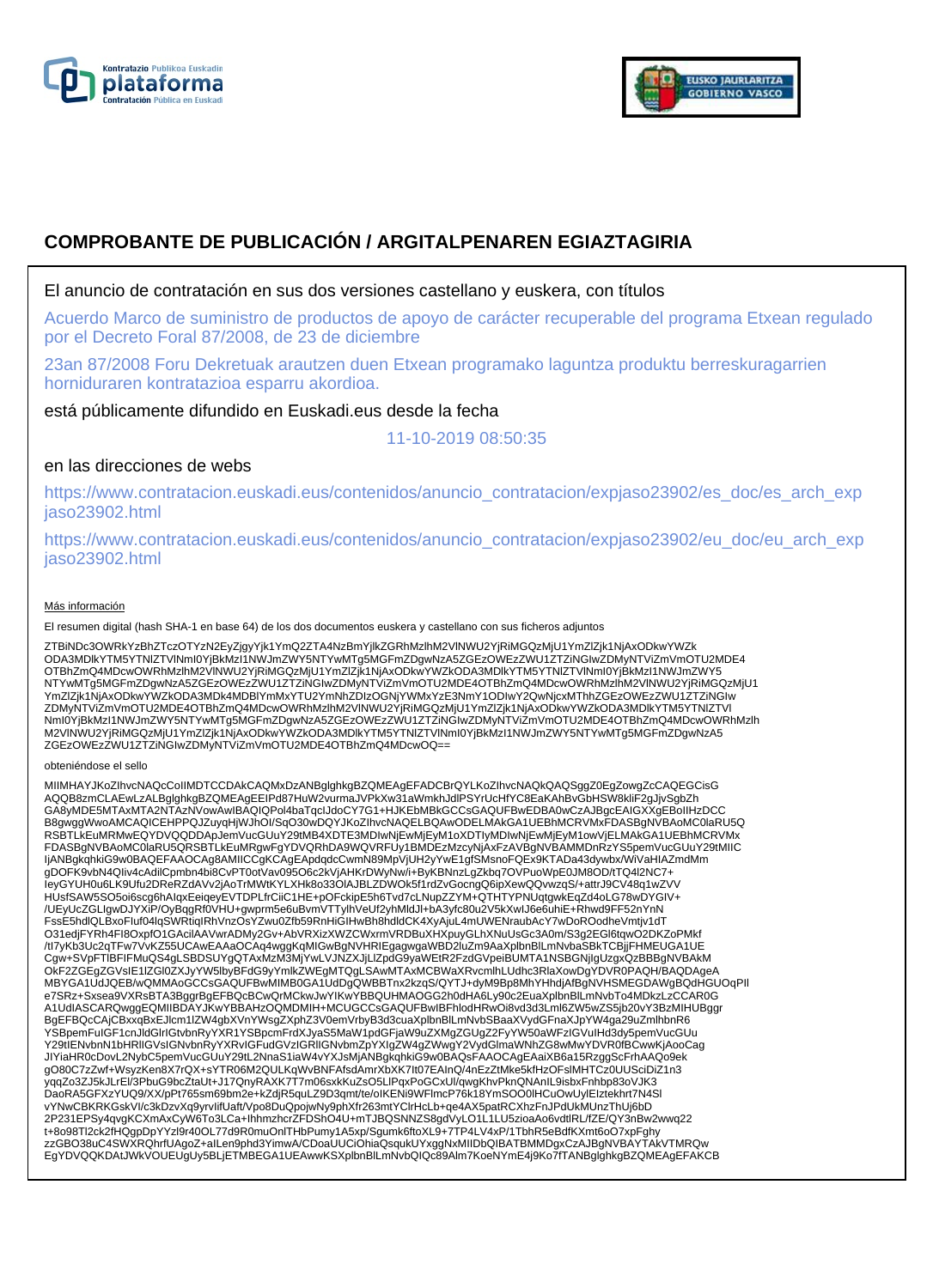# COMPROBANTE DE PUBLICACIÓN / ARGITALPENAREN EGIAZTAGIRIA

El anuncio de contratación en sus dos versiones castellano y euskera, con títulos

Acuerdo Marco de suministro de productos de apoyo de carácter recuperable del programa Etxean regulado por el Decreto Foral 87/2008, de 23 de diciembre

23an 87/2008 Foru Dekretuak arautzen duen Etxean programako laguntza produktu berreskuragarrien horniduraren kontratazioa esparru akordioa.

está públicamente difundido en Euskadi.eus desde la fecha

11-10-2019 08:50:35

en las direcciones de webs

https://www.contratacion.euskadi.eus/contenidos/anuncio_contratacion/expjaso23902/es_doc/es_arch_expjaso23902.html

https://www.contratacion.euskadi.eus/contenidos/anuncio_contratacion/expjaso23902/eu_doc/eu_arch_expjaso23902.html

Más información

El resumen digital (hash SHA-1 en base 64) de los dos documentos euskera y castellano con sus ficheros adjuntos

ZTBiNDc3OWRkYzBhZTczOTYzN2EyZjgyYjk1YmQ2ZTA4NzBmYjlkZGRhMzlhM2VlNWU2YjRiMGQzMjU1YmZlZjk1NjAxODkwYWZkODA3MDlkYTM5YTNlZTVlNmI0YjBkMzI1NWJmZWY5NTYwMTg5MGFmZDgwNzA5ZGEzOWEzZWU1ZTZiNGIwZDMyNTViZmVmOTU2MDE4OTBhZmQ4MDcwOWRhMzlhM2VlNWU2YjRiMGQzMjU1YmZlZjk1NjAxODkwYWZkODA3MDlkYTM5YTNlZTVlNmI0YjBkMzI1NWJmZWY5NTYwMTg5MGFmZDgwNzA5ZGEzOWEzZWU1ZTZiNGIwZDMyNTViZmVmOTU2MDE4OTBhZmQ4MDcwOWRhMzlhM2VlNWU2YjRiMGQzMjU1YmZlZjk1NjAxODkwYWZkODA3MDk4MDBlYmMxYTU2YmNhZDIzOGNjYWMxYzE3NmY1ODIwY2QwNjcxMThhZGEzOWEzZWU1ZTZiNGIwZDMyNTViZmVmOTU2MDE4OTBhZmQ4MDcwOWRhMzlhM2VlNWU2YjRiMGQzMjU1YmZlZjk1NjAxODkwYWZkODA3MDlkYTM5YTNlZTVlNmI0YjBkMzI1NWJmZWY5NTYwMTg5MGFmZDgwNzA5ZGEzOWEzZWU1ZTZiNGIwZDMyNTViZmVmOTU2MDE4OTBhZmQ4MDcwOWRhMzlhM2VlNWU2YjRiMGQzMjU1YmZlZjk1NjAxODkwYWZkODA3MDlkYTM5YTNlZTVlNmI0YjBkMzI1NWJmZWY5NTYwMTg5MGFmZDgwNzA5ZGEzOWEzZWU1ZTZiNGIwZDMyNTViZmVmOTU2MDE4OTBhZmQ4MDcwOQ==

obteniéndose el sello

MIIMHAYJKoZIhvcNAQcCoIIMDTCCDAkCAQMxDzANBglghkgBZQMEAgEFADCBrQYLKoZIhvcNAQkQAQSggZ0EgZowgZcCAQEGCisGAQQB8zmCLAEwLzALBglghkgBZQMEAgEEIPd87HuW2vurmaJVPkXw31aWmkhJdlPSYrUcHfYC8EaKAhBvGbHSW8kliF2gJjvSgbZhGA8yMDE5MTAxMTA2NTAzNVowAwIBAQIQPol4baTqclJdoCY7G1+HJKEbMBkGCCsGAQUFBwEDBA0wCzAJBgcEAIGXXgEBoIIHzDCCB8gwggWwoAMCAQICEHPPQJZuyqHjWJhOl/SqO30wDQYJKoZIhvcNAQELBQAwODELMAkGA1UEBhMCRVMxFDASBgNVBAoMC0laRU5QRSBTLkEuMRMwEQYDVQQDDApJemVucGUuY29tMB4XDTE3MDIwNjEwMjEyM1oXDTIyMDIwNjEwMjEyM1owVjELMAkGA1UEBhMCRVMxFDASBgNVBAoMC0laRU5QRSBTLkEuMRgwFgYDVQRhDA9WQVRFUy1BMDEzMzcyNjAxFzAVBgNVBAMMDnRzYS5pemVucGUuY29tMIICIjANBgkqhkiG9w0BAQEFAAOCAg8AMIICCgKCAgEApdqdcCwmN89MpVjUH2yYwE1gfSMsnoFQEx9KTADa43dywbx/WiVaHIAZmdMmgDOFK9vbN4QIiv4cAdilCpmbn4bi8CvPT0otVav095O6c2kVjAHKrDWyNw/i+ByKBNnzLgZkbq7OVPuoWpE0JM8OD/tTQ4l2NC7+IeyGYUH0u6LK9Ufu2DReRZdAVv2jAoTrMWtKYLXHk8o33OlAJBLZDWOk5f1rdZvGocngQ6ipXewQQvwzqS/+attrJ9CV48q1wZVVHUsfSAW5SO5oi6scg6hAIqxEeiqeyEVTDPLfrCiiC1HE+pOFckipE5h6Tvd7cLNupZZYM+QTHTYPNUqtgwkEqZd4oLG78wDYGIV+/UEyUcZGLIgwDJYXiP/OyBqgRf0VHU+gwprm5e6uBvmVTTylhVeUf2yhMldJl+bA3yfc80u2V5kXwlJ6e6uhiE+Rhwd9FF52nYnNFssE5hdlQLBxoFluf04lqSWRtiqIRhVnzOsYZwu0Zfb59RnHiGIHwBh8hdldCK4XyAjuL4mUWENraubAcY7wDoROodheVmtjv1dTO31edjFYRh4FI8OxpfO1GAciIAAVwrADMy2Gv+AbVRXizXWZCWxrmVRDBuXHXpuyGLhXNuUsGc3A0m/S3g2EGl6tqwO2DKZoPMkf/tI7yKb3Uc2qTFw7VvKZ55UCAwEAAaOCAq4wggKqMIGwBgNVHRIEgagwgaWBD2luZm9AaXplbnBlLmNvbaSBkTCBjjFHMEUGA1UECgw+SVpFTlBFIFMuQS4gLSBDSUYgQTAxMzM3MjYwLVJNZXJjLlZpdG9yaWEtR2FzdGVpeiBUMTA1NSBGNjIgUzgxQzBBBgNVBAkMOkF2ZGEgZGVsIE1lZGl0ZXJyYW5lbyBFdG9yYmlkZWEgMTQgLSAwMTAxMCBWaXRvcmlhLUdhc3RlaXowDgYDVR0PAQH/BAQDAgeAMBYGA1UdJQEB/wQMMAoGCCsGAQUFBwMIMB0GA1UdDgQWBBTnx2kzqS/QYTJ+dyM9Bp8MhYHhdjAfBgNVHSMEGDAWgBQdHGUOqPlIe7SRz+Sxsea9VXRsBTA3BggrBgEFBQcBCwQrMCkwJwYIKwYBBQUHMAOGG2h0dHA6Ly90c2EuaXplbnBlLmNvbTo4MDkzLzCCAR0GA1UdIASCARQwggEQMIIBDAYJKwYBBAHzOQMDMIH+MCUGCCsGAQUFBwIBFhlodHRwOi8vd3d3Lml6ZW5wZS5jb20vY3BzMIHUBggrBgEFBQcCAjCBxxqBxEJlcm1lZW4gbXVnYWsgZXphZ3V0emVrbyB3d3cuaXplbnBlLmNvbSBaaXVydGFnaXJpYW4ga29uZmlhbnR6YSBpemFuIGF1cnJldGlrIGtvbnRyYXR1YSBpcmFrdXJyaS5MaW1pdGFjaW9uZXMgZGUgZ2FyYW50aWFzIGVuIHd3dy5pemVucGUuY29tIENvbnN1bHRlIGVsIGNvbnRyYXRvIGFudGVzIGRlIGNvbmZpYXIgZW4gZWwgY2VydGlmaWNhZG8wMwYDVR0fBCwwKjAooCagJIYiaHR0cDovL2NybC5pemVucGUuY29tL2NnaS1iaW4vYXJsMjANBgkqhkiG9w0BAQsFAAOCAgEAaiXB6a15RzggScFrhAAQo9ekgO80C7zZwf+WsyzKen8X7rQX+sYTR06M2QULKqWvBNFAfsdAmrXbXK7It07EAInQ/4nEzZtMke5kfHzOFslMHTCz0UUSciDiZ1n3yqqZo3ZJ5kJLrEl/3PbuG9bcZtaUt+J17QnyRAXK7T7m06sxkKuZsO5LlPqxPoGCxUl/qwgKhvPknQNAnIL9isbxFnhbp83oVJK3DaoRA5GFXzYUQ9/XX/pPt765sm69bm2e+kZdjR5quLZ9D3qmt/te/oIKENi9WFlmcP76k18YmSOO0lHCuOwUylElztekhrt7N4SlvYNwCBKRKGskVl/c3kDzvXq9yrvlifUaft/Vpo8DuQpojwNy9phXfr263mtYClrHcLb+qe4AX5patRCXhzFnJPdUkMUnzThUj6bD2P231EPSy4qvgKCXmAxCyW6To3LCa+IhhmzhcrZFDShO4U+mTJBQSNNZS8gdVyLO1L1LU5zioaAo6vdtlRL/fZE/QY3nBw2wwq22t+8o98TI2ck2fHQgpDpYYzl9r40OL77d9R0muOnlTHbPumy1A5xp/Sgumk6ftoXL9+7TP4LV4xP/1TbhR5eBdfKXmt6oO7xpFghyzzGBO38uC4SWXRQhrfUAgoZ+alLen9phd3YimwA/CDoaUUCiOhiaQsqukUYxggNxMIIDbQIBATBMMDgxCzAJBgNVBAYTAkVTMRQwEgYDVQQKDAtJWkVOUEUgUy5BLjETMBEGA1UEAwwKSXplbnBlLmNvbQIQc89Alm7KoeNYmE4j9Ko7fTANBglghkgBZQMEAgEFAKCB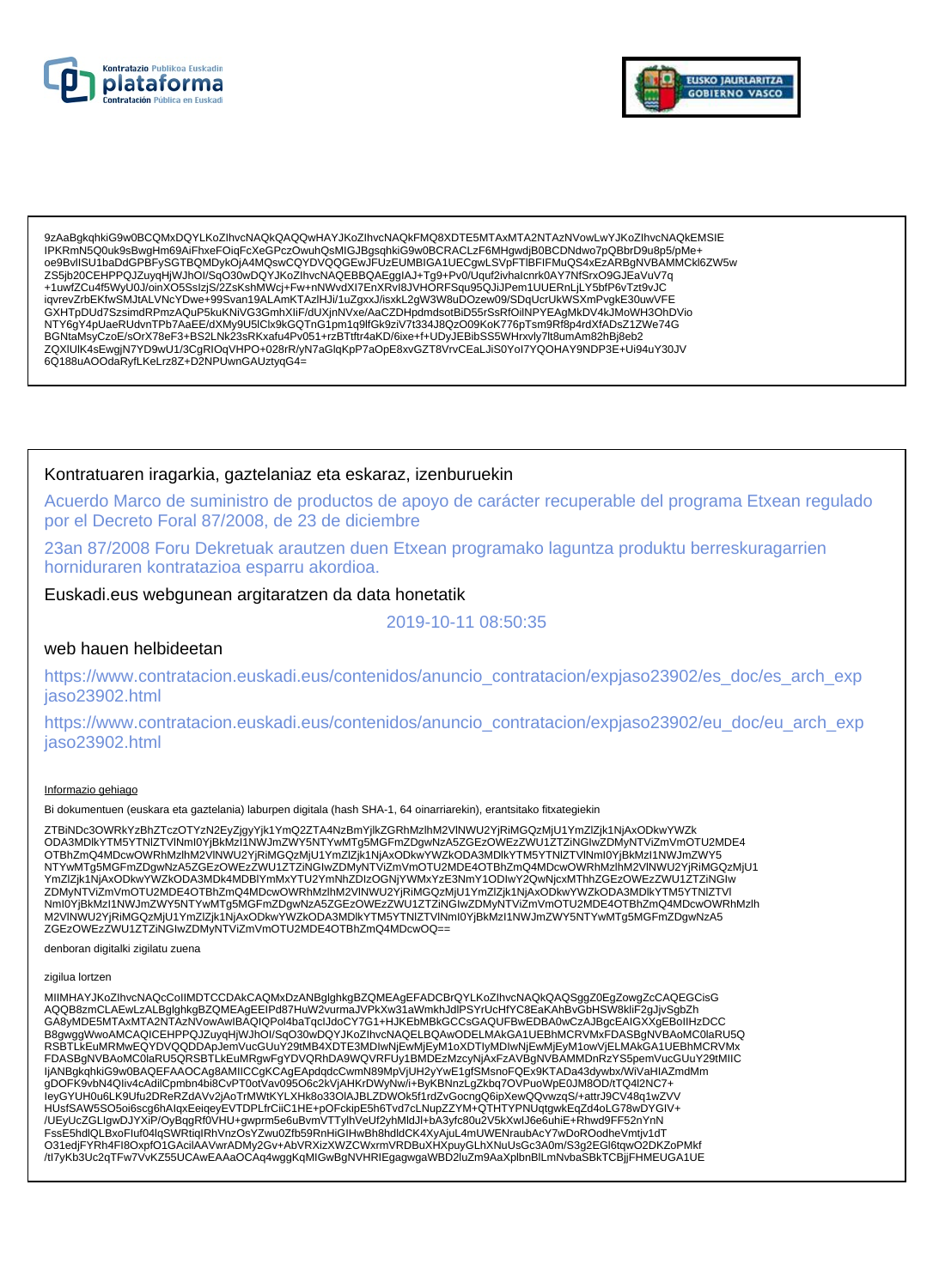9zAaBgkqhkiG9w0BCQMxDQYLKoZIhvcNAQkQAQQwHAYJKoZIhvcNAQkFMQ8XDTE5MTAxMTA2NTAzNVowLwYJKoZIhvcNAQkEMSIE
IPKRmN5Q0uk9sBwgHm69AiFhxeFOiqFcXeGPczOwuhQsMIGJBgsqhkiG9w0BCRACLzF6MHgwdjB0BCDNdwo7pQBbrD9u8p5/pMe+
oe9BvlISU1baDdGPBFySGTBQMDykOjA4MQswCQYDVQQGEwJFUzEUMBIGA1UECgwLSVpFTlBFIFMuQS4xEzARBgNVBAMMCkl6ZW5w
ZS5jb20CEHPPQJZuyqHjWJhOI/SqO30wDQYJKoZIhvcNAQEBBQAEggIAJ+Tg9+Pv0/Uquf2ivhalcnrk0AY7NfSrxO9GJEaVuV7q
+1uwfZCu4f5WyU0J/oinXO5SslzjS/2ZsKshMWcj+Fw+nNWvdXI7EnXRvI8JVHORFSqu95QJiJPem1UUERnLjLY5bfP6vTzt9vJC
iqvrevZrbEKfwSMJtALVNcYDwe+99Svan19ALAmKTAzlHJi/1uZgxxJ/isxkL2gW3W8uDOzew09/SDqUcrUkWSXmPvgkE30uwVFE
GXHTpDUd7SzsimdRPmzAQuP5kuKNiVG3GmhXliF/dUXjnNVxe/AaCZDHpdmdsotBiD55rSsRfOilNPYEAgMkDV4kJMoWH3OhDVio
NTY6gY4pUaeRUdvnTPb7AaEE/dXMy9U5lClx9kGQTnG1pm1q9lfGk9ziV7t334J8QzO09KoK776pTsm9Rf8p4rdXfADsZ1ZWe74G
BGNtaMsyCzoE/sOrX78eF3+BS2LNk23sRKxafu4Pv051+rzBTtftr4aKD/6ixe+f+UDyJEBibSS5WHrxvly7lt8umAm82hBj8eb2
ZQXlUlK4sEwgjN7YD9wU1/3CgRIOqVHPO+028rR/yN7aGlqKpP7aOpE8xvGZT8VrvCEaLJiS0YoI7YQOHAY9NDP3E+Ui94uY30JV
6Q188uAOOdaRyfLKeLrz8Z+D2NPUwnGAUztyqG4=

Kontratuaren iragarkia, gaztelaniaz eta eskaraz, izenburuekin

Acuerdo Marco de suministro de productos de apoyo de carácter recuperable del programa Etxean regulado por el Decreto Foral 87/2008, de 23 de diciembre

23an 87/2008 Foru Dekretuak arautzen duen Etxean programako laguntza produktu berreskuragarrien horniduraren kontratazioa esparru akordioa.

Euskadi.eus webgunean argitaratzen da data honetatik

2019-10-11 08:50:35

web hauen helbideetan

https://www.contratacion.euskadi.eus/contenidos/anuncio_contratacion/expjaso23902/es_doc/es_arch_expjaso23902.html

https://www.contratacion.euskadi.eus/contenidos/anuncio_contratacion/expjaso23902/eu_doc/eu_arch_expjaso23902.html

Informazio gehiago

Bi dokumentuen (euskara eta gaztelania) laburpen digitala (hash SHA-1, 64 oinarriarekin), erantsitako fitxategiekin

ZTBiNDc3OWRkYzBhZTczOTYzN2EyZjgyYjk1YmQ2ZTA4NzBmYjlkZGRhMzlhM2VlNWU2YjRiMGQzMjU1YmZlZjk1NjAxODkwYWZk
ODA3MDlkYTM5YTNlZTVlNmI0YjBkMzI1NWJmZWY5NTYwMTg5MGFmZDgwNzA5ZGEzOWEzZWU1ZTZiNGIwZDMyNTViZmVmOTU2MDE4
OTBhZmQ4MDcwOWRhMzlhM2VlNWU2YjRiMGQzMjU1YmZlZjk1NjAxODkwYWZkODA3MDlkYTM5YTNlZTVlNmI0YjBkMzI1NWJmZWY5
NTYwMTg5MGFmZDgwNzA5ZGEzOWEzZWU1ZTZiNGIwZDMyNTViZmVmOTU2MDE4OTBhZmQ4MDcwOWRhMzlhM2VlNWU2YjRiMGQzMjU1
YmZlZjk1NjAxODkwYWZkODA3MDk4MDBlYmMxYTU2YmNhZDIzOGNjYWMxYzE3NmY1ODIwY2QwNjcxMThhZGEzOWEzZWU1ZTZiNGIw
ZDMyNTViZmVmOTU2MDE4OTBhZmQ4MDcwOWRhMzlhM2VlNWU2YjRiMGQzMjU1YmZlZjk1NjAxODkwYWZkODA3MDlkYTM5YTNlZTVl
NmI0YjBkMzI1NWJmZWY5NTYwMTg5MGFmZDgwNzA5ZGEzOWEzZWU1ZTZiNGIwZDMyNTViZmVmOTU2MDE4OTBhZmQ4MDcwOWRhMzlh
M2VlNWU2YjRiMGQzMjU1YmZlZjk1NjAxODkwYWZkODA3MDlkYTM5YTNlZTVlNmI0YjBkMzI1NWJmZWY5NTYwMTg5MGFmZDgwNzA5
ZGEzOWEzZWU1ZTZiNGIwZDMyNTViZmVmOTU2MDE4OTBhZmQ4MDcwOQ==

denboran digitalki zigilatu zuena

zigilua lortzen

MIIMHAYJKoZIhvcNAQcCoIIMDTCCDAkCAQMxDzANBglghkgBZQMEAgEFADCBrQYLKoZIhvcNAQkQAQSggZ0EgZowgZcCAQEGCisG
AQQB8zmCLAEwLzALBglghkgBZQMEAgEEIPd87HuW2vurmaJVPkXw31aWmkhJdlPSYrUcHfYC8EaKAhBvGbHSW8kliF2gJjvSgbZh
GA8yMDE5MTAxMTA2NTAzNVowAwIBAQIQPol4baTqclJdoCY7G1+HJKEbMBkGCCsGAQUFBwEDBA0wCzAJBgcEAIGXXgEBoIIHzDCC
B8gwggWwoAMCAQICEHPPQJZuyqHjWJhOI/SqO30wDQYJKoZIhvcNAQELBQAwODELMAkGA1UEBhMCRVMxFDASBgNVBAoMC0laRU5Q
RSBTLkEuMRMwEQYDVQQDDApJemVucGUuY29tMB4XDTE3MDIwNjEwMjEyM1oXDTIyMDIwNjEwMjEyM1owVjELMAkGA1UEBhMCRVMx
FDASBgNVBAoMC0laRU5QRSBTLkEuMRgwFgYDVQRhDA9WQVRFUy1BMDEzMzcyNjAxFzAVBgNVBAMMDnRzYS5pemVucGUuY29tMIIC
IjANBgkqhkiG9w0BAQEFAAOCAg8AMIICCgKCAgEApdqdcCwmN89MpVjUH2yYwE1gfSMsnoFQEx9KTADa43dywbx/WiVaHIAZmdMm
gDOFK9vbN4QIiv4cAdilCpmbn4bi8CvPT0otVav095O6c2kVjAHKrDWyNw/i+ByKBNnzLgZkbq7OVPuoWpE0JM8OD/tTQ4l2NC7+
IeyGYUH0u6LK9Ufu2DReRZdAVv2jAoTrMWtKYLXHk8o33OlAJBLZDWOk5f1rdZvGocngQ6ipXewQQvwzqS/+attrJ9CV48q1wZVV
HUsfSAW5SO5oi6scg6hAlqxEeiqeyEVTDPLfrCiiC1HE+pOFckipE5h6Tvd7cLNupZZYM+QTHTYPNUqtgwkEqZd4oLG78wDYGIV+
/UEyUcZGLlgwDJYXiP/OyBqgRf0VHU+gwprm5e6uBvmVTTylhVeUf2yhMldJl+bA3yfc80u2V5kXwlJ6e6uhiE+Rhwd9FF52nYnN
FssE5hdlQLBxoFluf04lqSWRtiqlRhVnzOsYZwu0Zfb59RnHiGIHwBh8hdldCK4XyAjuL4mUWENraubAcY7wDoROodheVmtjv1dT
O31edjFYRh4FI8OxpfO1GAcilAAVwrADMy2Gv+AbVRXizXWZCWxrmVRDBuXHXpuyGLhXNuUsGc3A0m/S3g2EGl6tqwO2DKZoPMkf
/tI7yKb3Uc2qTFw7VvKZ55UCAwEAAaOCAq4wggKqMIGwBgNVHRIEgagwgaWBD2luZm9AaXplbnBlLmNvbaSBkTCBjjFHMEUGA1UE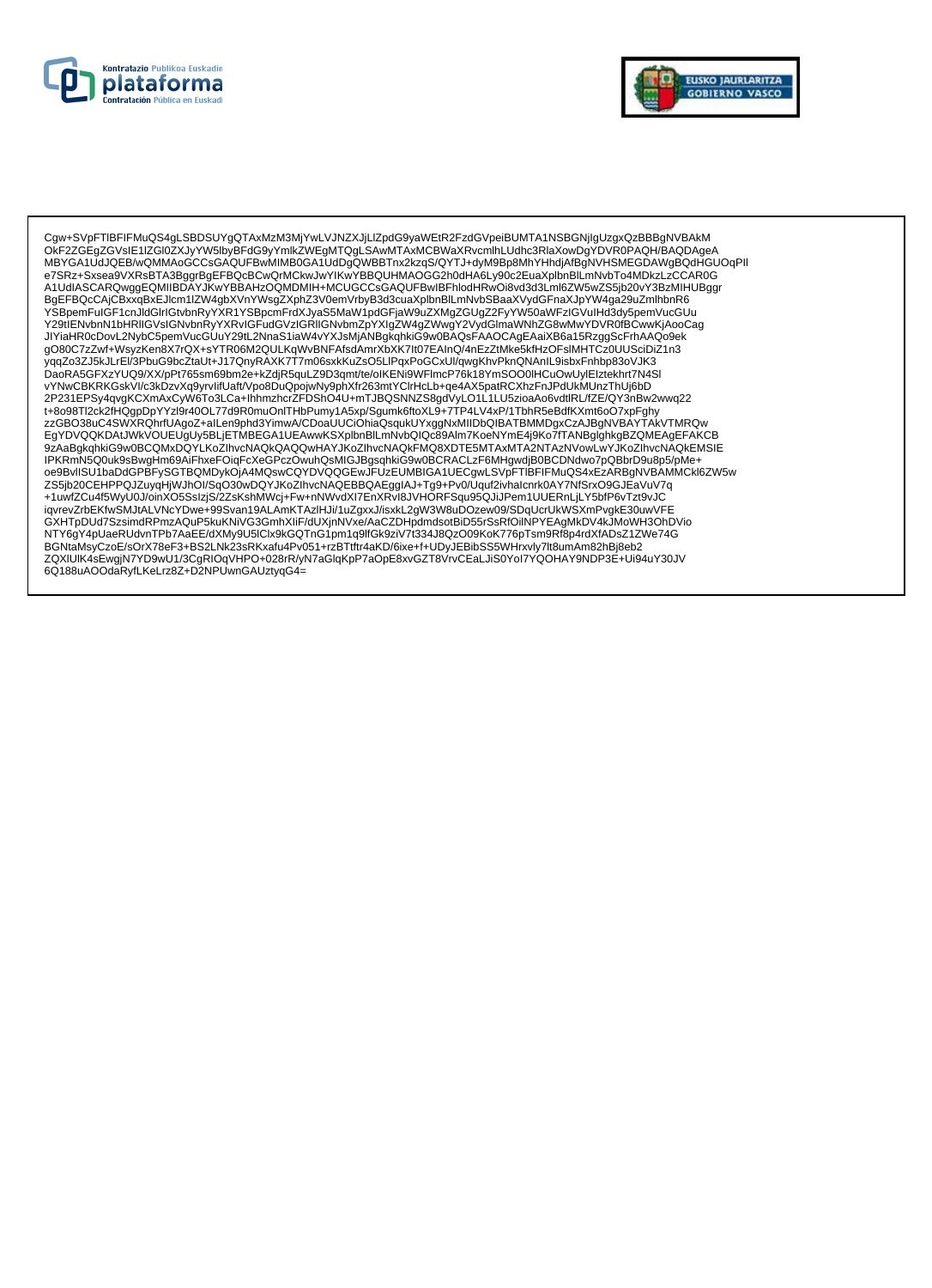Cgw+SVpFTlBFIFMuQS4gLSBDSUYgQTAxMzM3MjYwLVJNZXJjLlZpdG9yaWEtR2FzdGVpeiBUMTA1NSBGNjIgUzgxQzBBBgNVBAkM
OkF2ZGEgZGVsIE1lZGl0ZXJyYW5lbyBFdG9yYmlkZWEgMTQgLSAwMTAxMCBWaXRvcmlhLUdhc3RlaXowDgYDVR0PAQH/BAQDAgeA
MBYGA1UdJQEB/wQMMAoGCCsGAQUFBwMIMB0GA1UdDgQWBBTnx2kzqS/QYTJ+dyM9Bp8MhYHhdjAfBgNVHSMEGDAWgBQdHGUOqPIl
e7SRz+Sxsea9VXRsBTA3BggrBgEFBQcBCwQrMCkwJwYIKwYBBQUHMAOGG2h0dHA6Ly90c2EuaXplbnBlLmNvbTo4MDkzLzCCAR0G
A1UdIASCARQwggEQMIIBDAYJKwYBBAHzOQMDMIH+MCUGCCsGAQUFBwIBFhlodHRwOi8vd3d3Lml6ZW5wZS5jb20vY3BzMIHUBggr
BgEFBQcCAjCBxxqBxEJlcm1lZW4gbXVnYWsgZXphZ3V0emVrbyB3d3cuaXplbnBlLmNvbSBaaXVydGFnaXJpYW4ga29uZmlhbnR6
YSBpemFuIGF1cnJldGlrIGtvbnRyYXR1YSBpcmFrdXJyaS5MaW1pdGFjaW9uZXMgZGUgZ2FyYW50aWFzIGVuIHd3dy5pemVucGUu
Y29tIENvbnN1bHRlIGVsIGNvbnRyYXRvIGFudGVzIGRlIGNvbmZpYXIgZW4gZWwgY2VydGlmaWNhZG8wMwYDVR0fBCwwKjAooCag
JIYiaHR0cDovL2NybC5pemVucGUuY29tL2NnaS1iaW4vYXJsMjANBgkqhkiG9w0BAQsFAAOCAgEAaiXB6a15RzggScFrhAAQo9ek
gO80C7zZwf+WsyzKen8X7rQX+sYTR06M2QULKqWvBNFAfsdAmrXbXK7lt07EAInQ/4nEzZtMke5kfHzOFslMHTCz0UUSciDiZ1n3
yqqZo3ZJ5kJLrEl/3PbuG9bcZtaUt+J17QnyRAXK7T7m06sxkKuZsO5LlPqxPoGCxUl/qwgKhvPknQNAnIL9isbxFnhbp83oVJK3
DaoRA5GFXzYUQ9/XX/pPt765sm69bm2e+kZdjR5quLZ9D3qmt/te/oIKENi9WFlmcP76k18YmSOO0lHCuOwUylElztekhrt7N4Sl
vYNwCBKRKGskVl/c3kDzvXq9yrvlifUaft/Vpo8DuQpojwNy9phXfr263mtYClrHcLb+qe4AX5patRCXhzFnJPdUkMUnzThUj6bD
2P231EPSy4qvgKCXmAxCyW6To3LCa+IhhmzhcrZFDShO4U+mTJBQSNNZS8gdVyLO1L1LU5zioaAo6vdtlRL/fZE/QY3nBw2wwq22
t+8o98Tl2ck2fHQgpDpYYzl9r40OL77d9R0muOnlTHbPumy1A5xp/Sgumk6ftoXL9+7TP4LV4xP/1TbhR5eBdfKXmt6oO7xpFghy
zzGBO38uC4SWXRQhrfUAgoZ+alLen9phd3YimwA/CDoaUUCiOhiaQsqukUYxggNxMIIDbQIBATBMMDgxCzAJBgNVBAYTAkVTMRQw
EgYDVQQKDAtJWkVOUEUgUy5BLjETMBEGA1UEAwwKSXplbnBlLmNvbQIQc89Alm7KoeNYmE4j9Ko7fTANBglghkgBZQMEAgEFAKCB
9zAaBgkqhkiG9w0BCQMxDQYLKoZIhvcNAQkQAQQwHAYJKoZIhvcNAQkFMQ8XDTE5MTAxMTA2NTAzNVowLwYJKoZIhvcNAQkEMSIE
IPKRmN5Q0uk9sBwgHm69AiFhxeFOiqFcXeGPczOwuhQsMIGJBgsqhkiG9w0BCRACLzF6MHgwdjB0BCDNdwo7pQBbrD9u8p5/pMe+
oe9BvlISU1baDdGPBFySGTBQMDykOjA4MQswCQYDVQQGEwJFUzEUMBIGA1UECgwLSVpFTlBFIFMuQS4xEzARBgNVBAMMCkl6ZW5w
ZS5jb20CEHPPQJZuyqHjWJhOI/SqO30wDQYJKoZIhvcNAQEBBQAEggIAJ+Tg9+Pv0/Uquf2ivhaIcnrk0AY7NfSrxO9GJEaVuV7q
+1uwfZCu4f5WyU0J/oinXO5SsIzjS/2ZsKshMWcj+Fw+nNWvdXI7EnXRvI8JVHORFSqu95QJiJPem1UUERnLjLY5bfP6vTzt9vJC
iqvrevZrbEKfwSMJtALVNcYDwe+99Svan19ALAmKTAzlHJi/1uZgxxJ/isxkL2gW3W8uDOzew09/SDqUcrUkWSXmPvgkE30uwVFE
GXHTpDUd7SzsimdRPmzAQuP5kuKNiVG3GmhXIiF/dUXjnNVxe/AaCZDHpdmdsotBiD55rSsRfOilNPYEAgMkDV4kJMoWH3OhDVio
NTY6gY4pUaeRUdvnTPb7AaEE/dXMy9U5lClx9kGQTnG1pm1q9lfGk9ziV7t334J8QzO09KoK776pTsm9Rf8p4rdXfADsZ1ZWe74G
BGNtaMsyCzoE/sOrX78eF3+BS2LNk23sRKxafu4Pv051+rzBTtftr4aKD/6ixe+f+UDyJEBibSS5WHrxvly7lt8umAm82hBj8eb2
ZQXlUlK4sEwgjN7YD9wU1/3CgRIOqVHPO+028rR/yN7aGlqKpP7aOpE8xvGZT8VrvCEaLJiS0YoI7YQOHAY9NDP3E+Ui94uY30JV
6Q188uAOOdaRyfLKeLrz8Z+D2NPUwnGAUztyqG4=